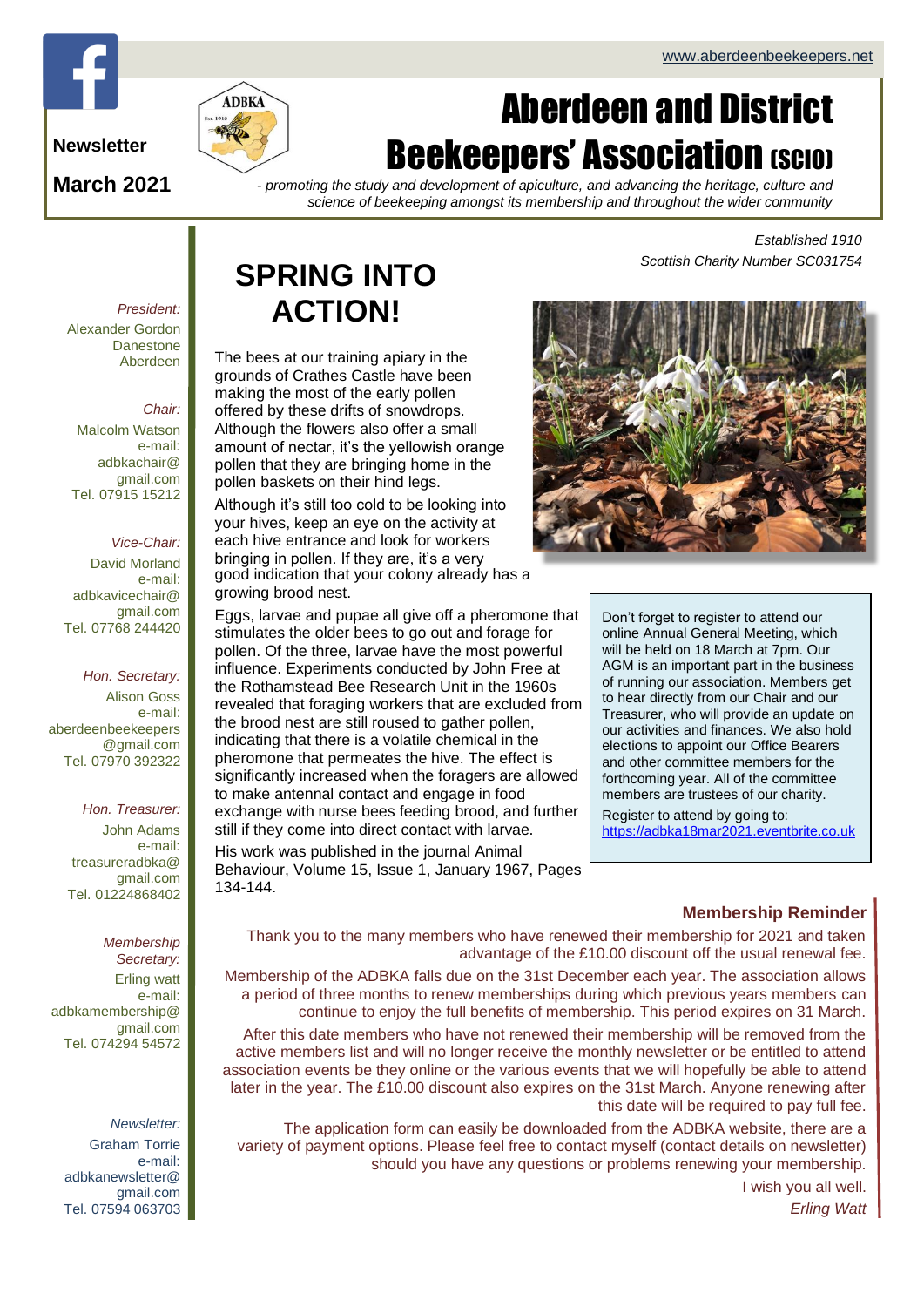www.aberdeenbeekeepers.net

**Newsletter**

**March 2021**

# Aberdeen and District Beekeepers' Association (SCIO)

*- promoting the study and development of apiculture, and advancing the heritage, culture and science of beekeeping amongst its membership and throughout the wider community*

*Established 1910*
*Scottish Charity Number SC031754*

*President:*
Alexander Gordon
Danestone
Aberdeen

*Chair:*
Malcolm Watson
e-mail: adbkachair@gmail.com
Tel. 07915 15212

*Vice-Chair:*
David Morland
e-mail: adbkavicechair@gmail.com
Tel. 07768 244420

*Hon. Secretary:*
Alison Goss
e-mail: aberdeenbeekeepers@gmail.com
Tel. 07970 392322

*Hon. Treasurer:*
John Adams
e-mail: treasureradbka@gmail.com
Tel. 01224868402

*Membership Secretary:*
Erling watt
e-mail: adbkamembership@gmail.com
Tel. 074294 54572

*Newsletter:*
Graham Torrie
e-mail: adbkanewsletter@gmail.com
Tel. 07594 063703

## SPRING INTO ACTION!

The bees at our training apiary in the grounds of Crathes Castle have been making the most of the early pollen offered by these drifts of snowdrops. Although the flowers also offer a small amount of nectar, it's the yellowish orange pollen that they are bringing home in the pollen baskets on their hind legs.

Although it's still too cold to be looking into your hives, keep an eye on the activity at each hive entrance and look for workers bringing in pollen. If they are, it's a very good indication that your colony already has a growing brood nest.

Eggs, larvae and pupae all give off a pheromone that stimulates the older bees to go out and forage for pollen. Of the three, larvae have the most powerful influence. Experiments conducted by John Free at the Rothamstead Bee Research Unit in the 1960s revealed that foraging workers that are excluded from the brood nest are still roused to gather pollen, indicating that there is a volatile chemical in the pheromone that permeates the hive. The effect is significantly increased when the foragers are allowed to make antennal contact and engage in food exchange with nurse bees feeding brood, and further still if they come into direct contact with larvae.

His work was published in the journal Animal Behaviour, Volume 15, Issue 1, January 1967, Pages 134-144.

Don't forget to register to attend our online Annual General Meeting, which will be held on 18 March at 7pm. Our AGM is an important part in the business of running our association. Members get to hear directly from our Chair and our Treasurer, who will provide an update on our activities and finances. We also hold elections to appoint our Office Bearers and other committee members for the forthcoming year. All of the committee members are trustees of our charity.

Register to attend by going to: https://adbka18mar2021.eventbrite.co.uk

### Membership Reminder

Thank you to the many members who have renewed their membership for 2021 and taken advantage of the £10.00 discount off the usual renewal fee.

Membership of the ADBKA falls due on the 31st December each year. The association allows a period of three months to renew memberships during which previous years members can continue to enjoy the full benefits of membership. This period expires on 31 March.

After this date members who have not renewed their membership will be removed from the active members list and will no longer receive the monthly newsletter or be entitled to attend association events be they online or the various events that we will hopefully be able to attend later in the year. The £10.00 discount also expires on the 31st March. Anyone renewing after this date will be required to pay full fee.

The application form can easily be downloaded from the ADBKA website, there are a variety of payment options. Please feel free to contact myself (contact details on newsletter) should you have any questions or problems renewing your membership.

I wish you all well.

*Erling Watt*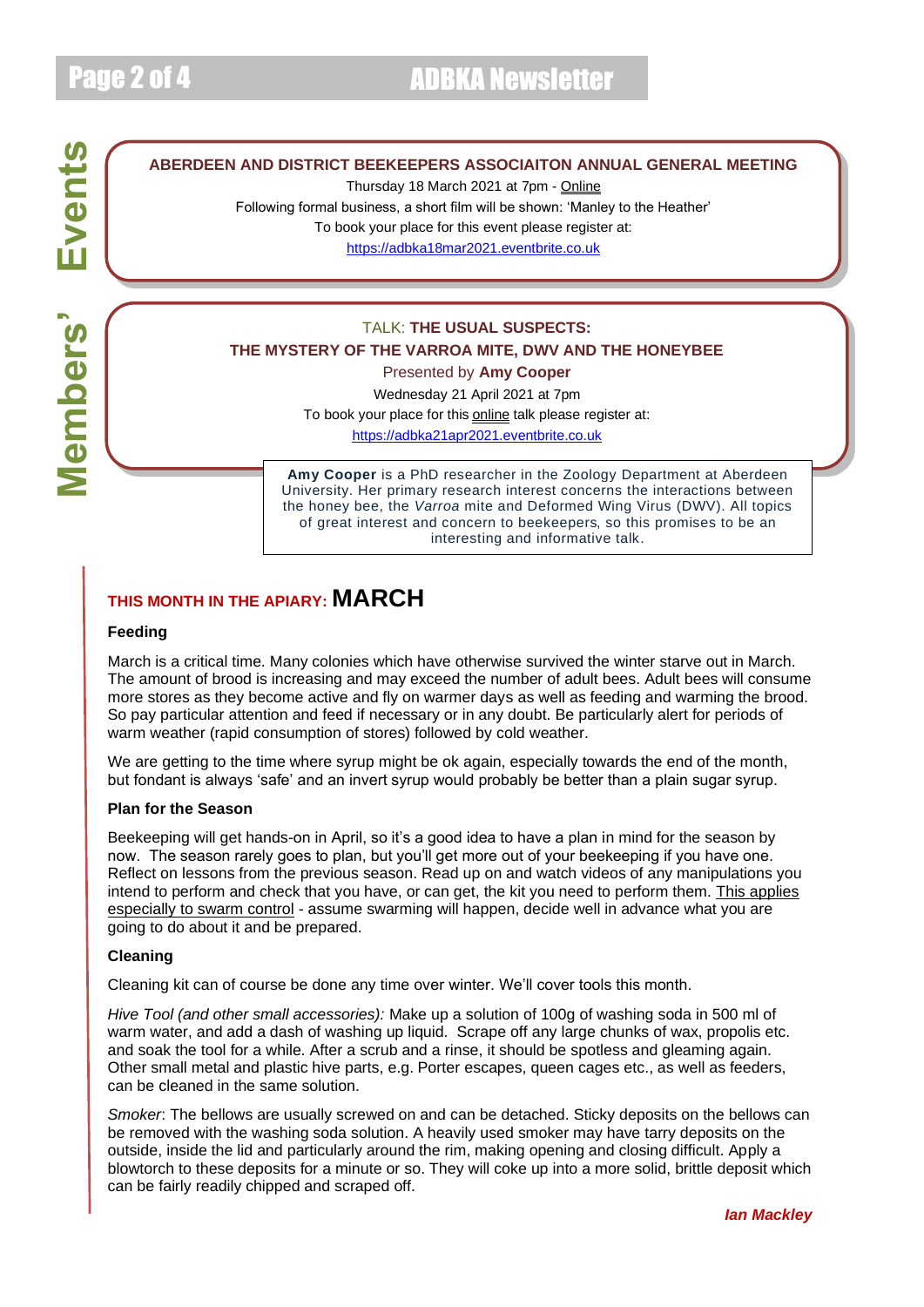# Members' Events

## ABERDEEN AND DISTRICT BEEKEEPERS ASSOCIAITON ANNUAL GENERAL MEETING

Thursday 18 March 2021 at 7pm - Online

Following formal business, a short film will be shown: 'Manley to the Heather'

To book your place for this event please register at:

https://adbka18mar2021.eventbrite.co.uk

## TALK: THE USUAL SUSPECTS: THE MYSTERY OF THE VARROA MITE, DWV AND THE HONEYBEE

Presented by **Amy Cooper**

Wednesday 21 April 2021 at 7pm

To book your place for this online talk please register at:

https://adbka21apr2021.eventbrite.co.uk

**Amy Cooper** is a PhD researcher in the Zoology Department at Aberdeen University. Her primary research interest concerns the interactions between the honey bee, the *Varroa* mite and Deformed Wing Virus (DWV). All topics of great interest and concern to beekeepers, so this promises to be an interesting and informative talk.

## THIS MONTH IN THE APIARY: MARCH

### Feeding

March is a critical time. Many colonies which have otherwise survived the winter starve out in March. The amount of brood is increasing and may exceed the number of adult bees. Adult bees will consume more stores as they become active and fly on warmer days as well as feeding and warming the brood. So pay particular attention and feed if necessary or in any doubt. Be particularly alert for periods of warm weather (rapid consumption of stores) followed by cold weather.

We are getting to the time where syrup might be ok again, especially towards the end of the month, but fondant is always 'safe' and an invert syrup would probably be better than a plain sugar syrup.

### Plan for the Season

Beekeeping will get hands-on in April, so it's a good idea to have a plan in mind for the season by now. The season rarely goes to plan, but you'll get more out of your beekeeping if you have one. Reflect on lessons from the previous season. Read up on and watch videos of any manipulations you intend to perform and check that you have, or can get, the kit you need to perform them. This applies especially to swarm control - assume swarming will happen, decide well in advance what you are going to do about it and be prepared.

### Cleaning

Cleaning kit can of course be done any time over winter. We'll cover tools this month.

*Hive Tool (and other small accessories):* Make up a solution of 100g of washing soda in 500 ml of warm water, and add a dash of washing up liquid. Scrape off any large chunks of wax, propolis etc. and soak the tool for a while. After a scrub and a rinse, it should be spotless and gleaming again. Other small metal and plastic hive parts, e.g. Porter escapes, queen cages etc., as well as feeders, can be cleaned in the same solution.

*Smoker*: The bellows are usually screwed on and can be detached. Sticky deposits on the bellows can be removed with the washing soda solution. A heavily used smoker may have tarry deposits on the outside, inside the lid and particularly around the rim, making opening and closing difficult. Apply a blowtorch to these deposits for a minute or so. They will coke up into a more solid, brittle deposit which can be fairly readily chipped and scraped off.

***Ian Mackley***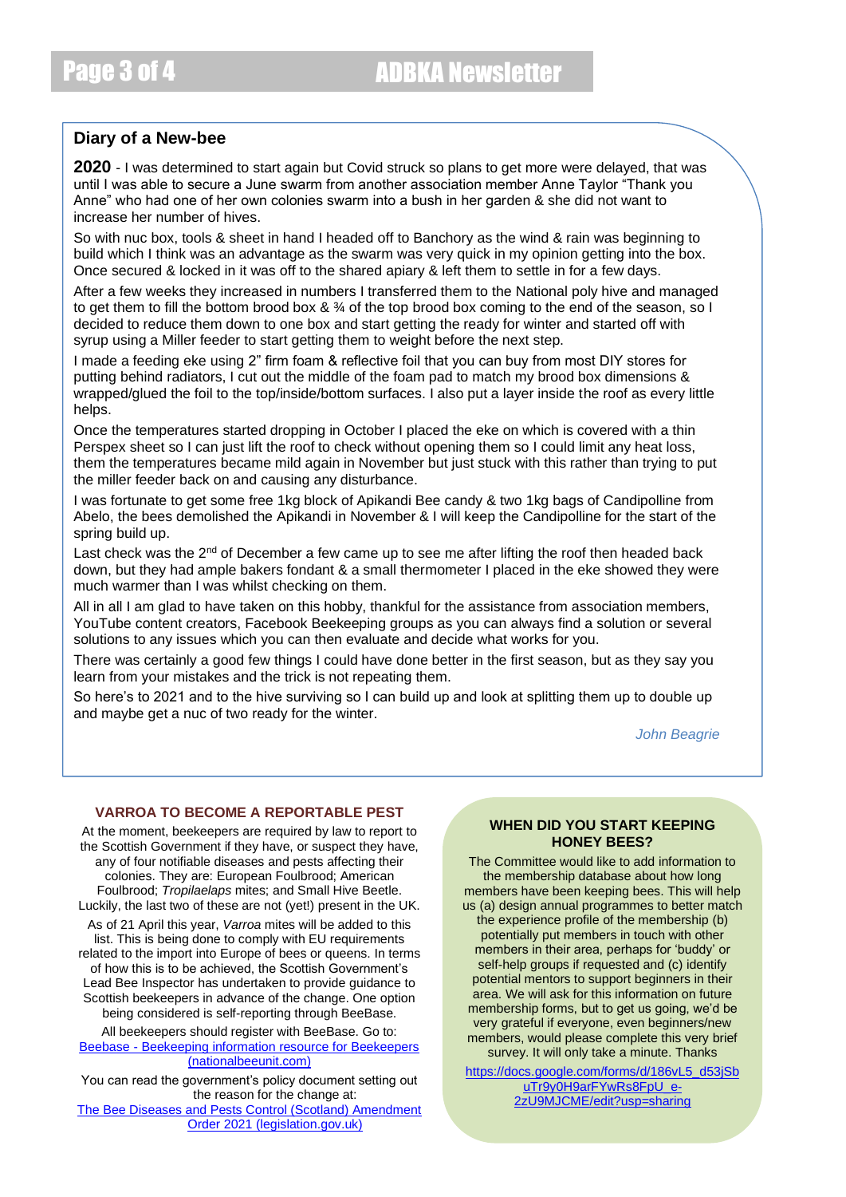## Diary of a New-bee

**2020** - I was determined to start again but Covid struck so plans to get more were delayed, that was until I was able to secure a June swarm from another association member Anne Taylor "Thank you Anne" who had one of her own colonies swarm into a bush in her garden & she did not want to increase her number of hives.

So with nuc box, tools & sheet in hand I headed off to Banchory as the wind & rain was beginning to build which I think was an advantage as the swarm was very quick in my opinion getting into the box. Once secured & locked in it was off to the shared apiary & left them to settle in for a few days.

After a few weeks they increased in numbers I transferred them to the National poly hive and managed to get them to fill the bottom brood box & ¾ of the top brood box coming to the end of the season, so I decided to reduce them down to one box and start getting the ready for winter and started off with syrup using a Miller feeder to start getting them to weight before the next step.

I made a feeding eke using 2" firm foam & reflective foil that you can buy from most DIY stores for putting behind radiators, I cut out the middle of the foam pad to match my brood box dimensions & wrapped/glued the foil to the top/inside/bottom surfaces. I also put a layer inside the roof as every little helps.

Once the temperatures started dropping in October I placed the eke on which is covered with a thin Perspex sheet so I can just lift the roof to check without opening them so I could limit any heat loss, them the temperatures became mild again in November but just stuck with this rather than trying to put the miller feeder back on and causing any disturbance.

I was fortunate to get some free 1kg block of Apikandi Bee candy & two 1kg bags of Candipolline from Abelo, the bees demolished the Apikandi in November & I will keep the Candipolline for the start of the spring build up.

Last check was the 2nd of December a few came up to see me after lifting the roof then headed back down, but they had ample bakers fondant & a small thermometer I placed in the eke showed they were much warmer than I was whilst checking on them.

All in all I am glad to have taken on this hobby, thankful for the assistance from association members, YouTube content creators, Facebook Beekeeping groups as you can always find a solution or several solutions to any issues which you can then evaluate and decide what works for you.

There was certainly a good few things I could have done better in the first season, but as they say you learn from your mistakes and the trick is not repeating them.

So here's to 2021 and to the hive surviving so I can build up and look at splitting them up to double up and maybe get a nuc of two ready for the winter.

*John Beagrie*

## VARROA TO BECOME A REPORTABLE PEST

At the moment, beekeepers are required by law to report to the Scottish Government if they have, or suspect they have, any of four notifiable diseases and pests affecting their colonies. They are: European Foulbrood; American Foulbrood; *Tropilaelaps* mites; and Small Hive Beetle. Luckily, the last two of these are not (yet!) present in the UK.

As of 21 April this year, *Varroa* mites will be added to this list. This is being done to comply with EU requirements related to the import into Europe of bees or queens. In terms of how this is to be achieved, the Scottish Government's Lead Bee Inspector has undertaken to provide guidance to Scottish beekeepers in advance of the change. One option being considered is self-reporting through BeeBase.

All beekeepers should register with BeeBase. Go to: Beebase - Beekeeping information resource for Beekeepers (nationalbeeunit.com)

You can read the government's policy document setting out the reason for the change at: The Bee Diseases and Pests Control (Scotland) Amendment Order 2021 (legislation.gov.uk)

## WHEN DID YOU START KEEPING HONEY BEES?

The Committee would like to add information to the membership database about how long members have been keeping bees. This will help us (a) design annual programmes to better match the experience profile of the membership (b) potentially put members in touch with other members in their area, perhaps for 'buddy' or self-help groups if requested and (c) identify potential mentors to support beginners in their area. We will ask for this information on future membership forms, but to get us going, we'd be very grateful if everyone, even beginners/new members, would please complete this very brief survey. It will only take a minute. Thanks

https://docs.google.com/forms/d/186vL5_d53jSbuTr9y0H9arFYwRs8FpU_e-2zU9MJCME/edit?usp=sharing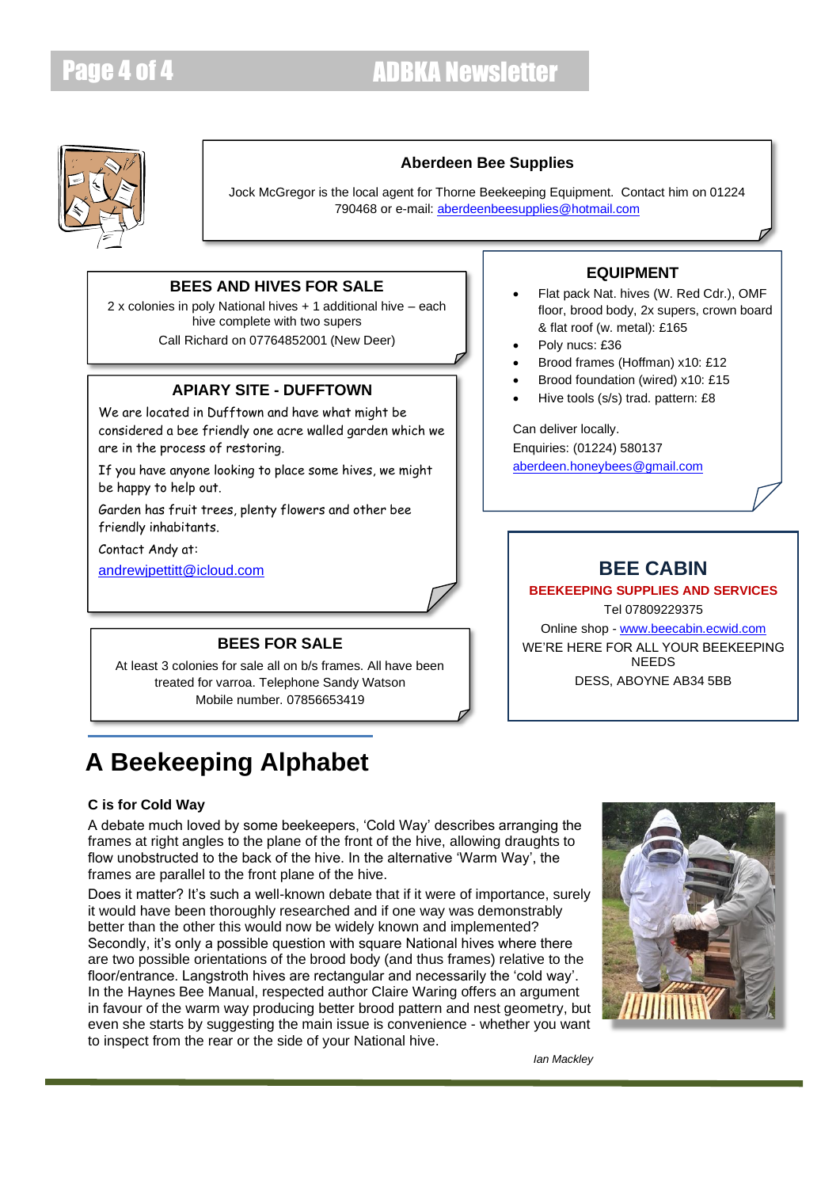### Aberdeen Bee Supplies

Jock McGregor is the local agent for Thorne Beekeeping Equipment. Contact him on 01224 790468 or e-mail: aberdeenbeesupplies@hotmail.com

### BEES AND HIVES FOR SALE

2 x colonies in poly National hives + 1 additional hive – each hive complete with two supers

Call Richard on 07764852001 (New Deer)

### APIARY SITE - DUFFTOWN

We are located in Dufftown and have what might be considered a bee friendly one acre walled garden which we are in the process of restoring.

If you have anyone looking to place some hives, we might be happy to help out.

Garden has fruit trees, plenty flowers and other bee friendly inhabitants.

Contact Andy at:

andrewjpettitt@icloud.com

### BEES FOR SALE

At least 3 colonies for sale all on b/s frames. All have been treated for varroa. Telephone Sandy Watson Mobile number. 07856653419

### EQUIPMENT

- Flat pack Nat. hives (W. Red Cdr.), OMF floor, brood body, 2x supers, crown board & flat roof (w. metal): £165
- Poly nucs: £36
- Brood frames (Hoffman) x10: £12
- Brood foundation (wired) x10: £15
- Hive tools (s/s) trad. pattern: £8

Can deliver locally.

Enquiries: (01224) 580137

aberdeen.honeybees@gmail.com

### BEE CABIN

**BEEKEEPING SUPPLIES AND SERVICES**

Tel 07809229375

Online shop - www.beecabin.ecwid.com

WE'RE HERE FOR ALL YOUR BEEKEEPING NEEDS

DESS, ABOYNE AB34 5BB

# A Beekeeping Alphabet

**C is for Cold Way**

A debate much loved by some beekeepers, 'Cold Way' describes arranging the frames at right angles to the plane of the front of the hive, allowing draughts to flow unobstructed to the back of the hive. In the alternative 'Warm Way', the frames are parallel to the front plane of the hive.

Does it matter? It's such a well-known debate that if it were of importance, surely it would have been thoroughly researched and if one way was demonstrably better than the other this would now be widely known and implemented? Secondly, it's only a possible question with square National hives where there are two possible orientations of the brood body (and thus frames) relative to the floor/entrance. Langstroth hives are rectangular and necessarily the 'cold way'. In the Haynes Bee Manual, respected author Claire Waring offers an argument in favour of the warm way producing better brood pattern and nest geometry, but even she starts by suggesting the main issue is convenience - whether you want to inspect from the rear or the side of your National hive.

*Ian Mackley*